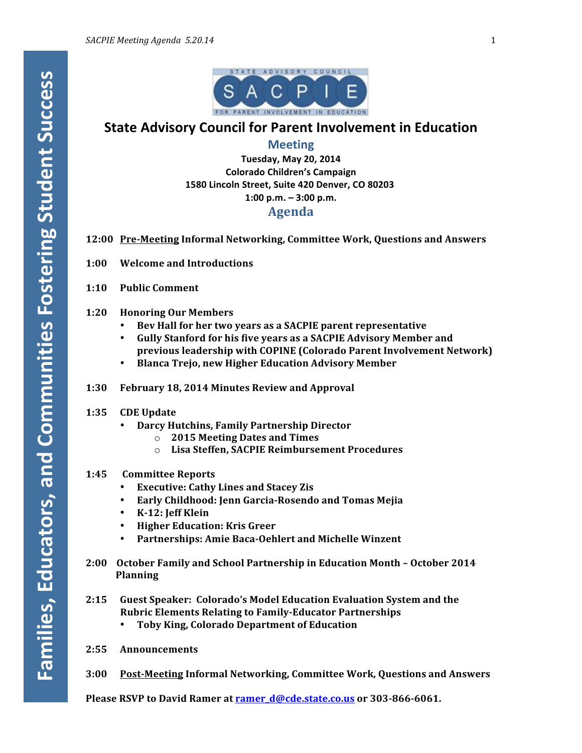Families, Educators, and Communities Fostering Student Success

STATE ADVISORY COUNCIL
SACPIE
FOR PARENT INVOLVEMENT IN EDUCATION

# State Advisory Council for Parent Involvement in Education

## Meeting

**Tuesday, May 20, 2014**
**Colorado Children's Campaign**
**1580 Lincoln Street, Suite 420 Denver, CO 80203**
**1:00 p.m. – 3:00 p.m.**

## Agenda

**12:00 Pre-Meeting Informal Networking, Committee Work, Questions and Answers**

**1:00 Welcome and Introductions**

**1:10 Public Comment**

**1:20 Honoring Our Members**
- **Bev Hall for her two years as a SACPIE parent representative**
- **Gully Stanford for his five years as a SACPIE Advisory Member and previous leadership with COPINE (Colorado Parent Involvement Network)**
- **Blanca Trejo, new Higher Education Advisory Member**

**1:30 February 18, 2014 Minutes Review and Approval**

**1:35 CDE Update**
- **Darcy Hutchins, Family Partnership Director**
  - **2015 Meeting Dates and Times**
  - **Lisa Steffen, SACPIE Reimbursement Procedures**

**1:45 Committee Reports**
- **Executive: Cathy Lines and Stacey Zis**
- **Early Childhood: Jenn Garcia-Rosendo and Tomas Mejia**
- **K-12: Jeff Klein**
- **Higher Education: Kris Greer**
- **Partnerships: Amie Baca-Oehlert and Michelle Winzent**

**2:00 October Family and School Partnership in Education Month – October 2014 Planning**

**2:15 Guest Speaker: Colorado's Model Education Evaluation System and the Rubric Elements Relating to Family-Educator Partnerships**
- **Toby King, Colorado Department of Education**

**2:55 Announcements**

**3:00 Post-Meeting Informal Networking, Committee Work, Questions and Answers**

**Please RSVP to David Ramer at ramer_d@cde.state.co.us or 303-866-6061.**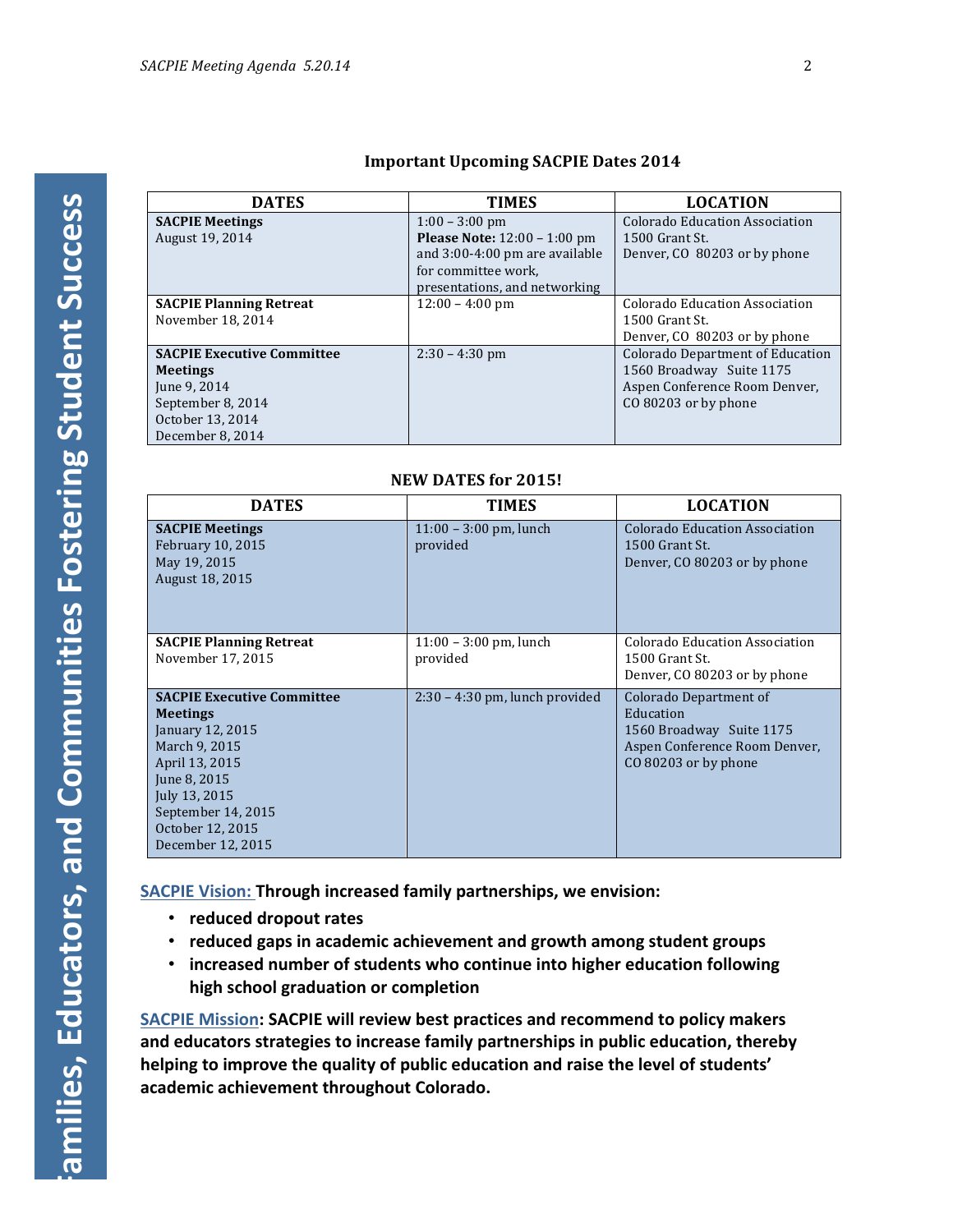### Important Upcoming SACPIE Dates 2014

| DATES | TIMES | LOCATION |
|---|---|---|
| **SACPIE Meetings**<br>August 19, 2014 | 1:00 – 3:00 pm<br>**Please Note:** 12:00 – 1:00 pm and 3:00-4:00 pm are available for committee work, presentations, and networking | Colorado Education Association<br>1500 Grant St.<br>Denver, CO 80203 or by phone |
| **SACPIE Planning Retreat**<br>November 18, 2014 | 12:00 – 4:00 pm | Colorado Education Association<br>1500 Grant St.<br>Denver, CO 80203 or by phone |
| **SACPIE Executive Committee Meetings**<br>June 9, 2014<br>September 8, 2014<br>October 13, 2014<br>December 8, 2014 | 2:30 – 4:30 pm | Colorado Department of Education<br>1560 Broadway Suite 1175<br>Aspen Conference Room Denver, CO 80203 or by phone |

### NEW DATES for 2015!

| DATES | TIMES | LOCATION |
|---|---|---|
| **SACPIE Meetings**<br>February 10, 2015<br>May 19, 2015<br>August 18, 2015 | 11:00 – 3:00 pm, lunch provided | Colorado Education Association<br>1500 Grant St.<br>Denver, CO 80203 or by phone |
| **SACPIE Planning Retreat**<br>November 17, 2015 | 11:00 – 3:00 pm, lunch provided | Colorado Education Association<br>1500 Grant St.<br>Denver, CO 80203 or by phone |
| **SACPIE Executive Committee Meetings**<br>January 12, 2015<br>March 9, 2015<br>April 13, 2015<br>June 8, 2015<br>July 13, 2015<br>September 14, 2015<br>October 12, 2015<br>December 12, 2015 | 2:30 – 4:30 pm, lunch provided | Colorado Department of Education<br>1560 Broadway Suite 1175<br>Aspen Conference Room Denver, CO 80203 or by phone |

**SACPIE Vision: Through increased family partnerships, we envision:**

- **reduced dropout rates**
- **reduced gaps in academic achievement and growth among student groups**
- **increased number of students who continue into higher education following high school graduation or completion**

**SACPIE Mission: SACPIE will review best practices and recommend to policy makers and educators strategies to increase family partnerships in public education, thereby helping to improve the quality of public education and raise the level of students' academic achievement throughout Colorado.**

Families, Educators, and Communities Fostering Student Success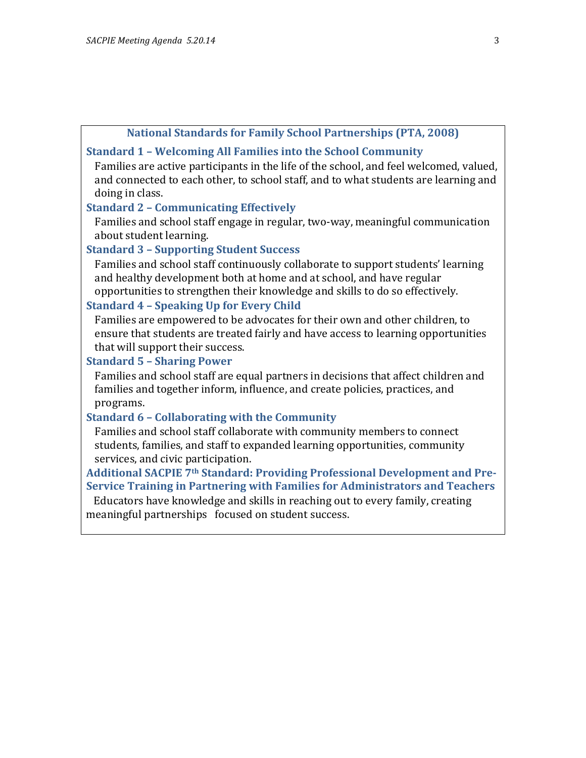## National Standards for Family School Partnerships (PTA, 2008)

### Standard 1 – Welcoming All Families into the School Community

Families are active participants in the life of the school, and feel welcomed, valued, and connected to each other, to school staff, and to what students are learning and doing in class.

### Standard 2 – Communicating Effectively

Families and school staff engage in regular, two-way, meaningful communication about student learning.

### Standard 3 – Supporting Student Success

Families and school staff continuously collaborate to support students' learning and healthy development both at home and at school, and have regular opportunities to strengthen their knowledge and skills to do so effectively.

### Standard 4 – Speaking Up for Every Child

Families are empowered to be advocates for their own and other children, to ensure that students are treated fairly and have access to learning opportunities that will support their success.

### Standard 5 – Sharing Power

Families and school staff are equal partners in decisions that affect children and families and together inform, influence, and create policies, practices, and programs.

### Standard 6 – Collaborating with the Community

Families and school staff collaborate with community members to connect students, families, and staff to expanded learning opportunities, community services, and civic participation.

### Additional SACPIE 7th Standard: Providing Professional Development and Pre-Service Training in Partnering with Families for Administrators and Teachers

Educators have knowledge and skills in reaching out to every family, creating meaningful partnerships focused on student success.